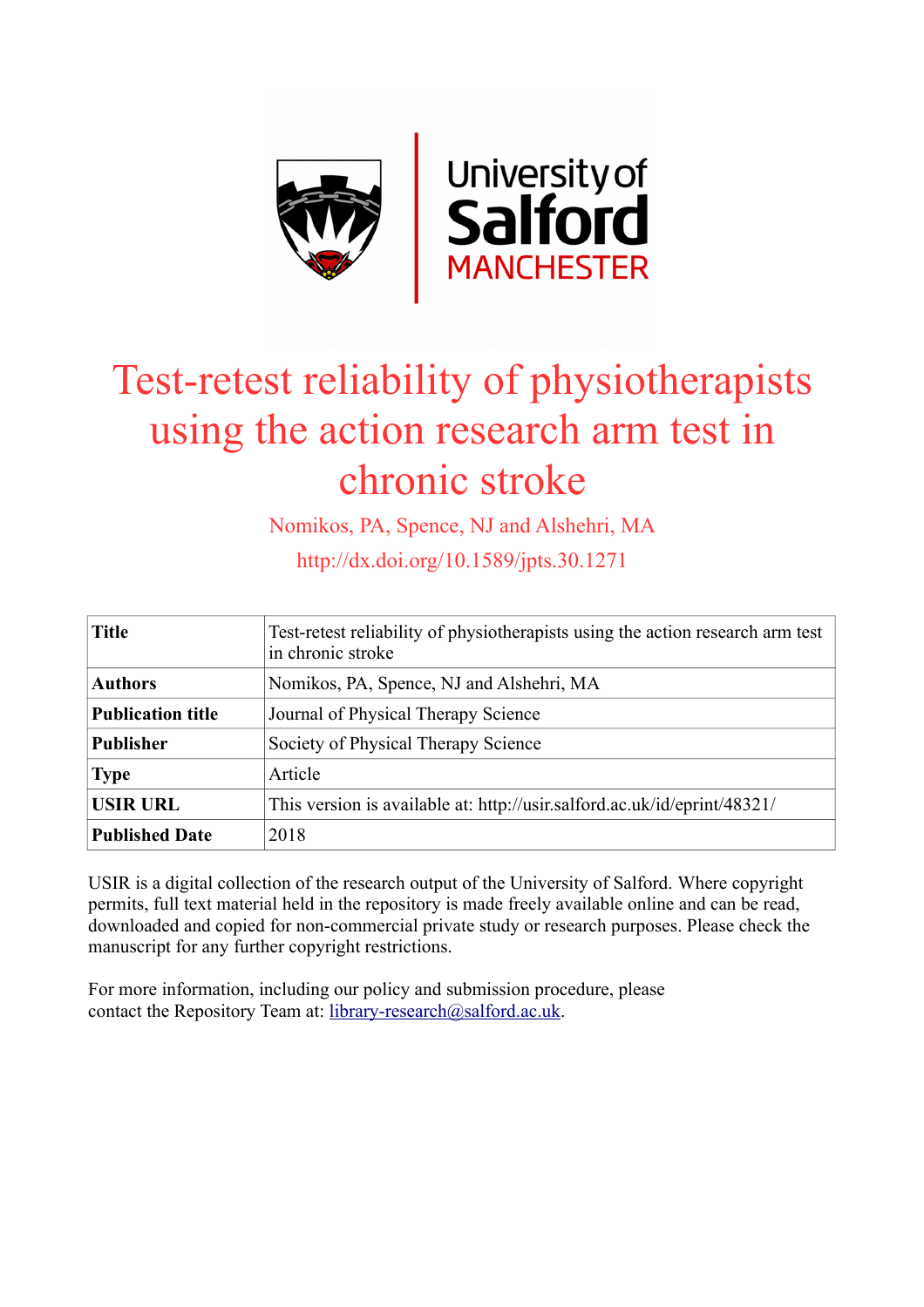# Test-retest reliability of physiotherapists using the action research arm test in chronic stroke

Nomikos, PA, Spence, NJ and Alshehri, MA

http://dx.doi.org/10.1589/jpts.30.1271

| **Title** | Test-retest reliability of physiotherapists using the action research arm test in chronic stroke |
|---|---|
| **Authors** | Nomikos, PA, Spence, NJ and Alshehri, MA |
| **Publication title** | Journal of Physical Therapy Science |
| **Publisher** | Society of Physical Therapy Science |
| **Type** | Article |
| **USIR URL** | This version is available at: http://usir.salford.ac.uk/id/eprint/48321/ |
| **Published Date** | 2018 |

USIR is a digital collection of the research output of the University of Salford. Where copyright permits, full text material held in the repository is made freely available online and can be read, downloaded and copied for non-commercial private study or research purposes. Please check the manuscript for any further copyright restrictions.

For more information, including our policy and submission procedure, please contact the Repository Team at: library-research@salford.ac.uk.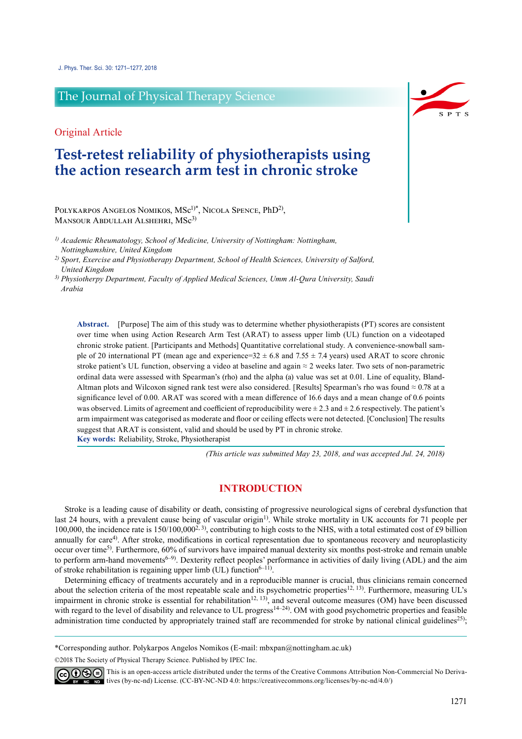# Test-retest reliability of physiotherapists using the action research arm test in chronic stroke

Polykarpos Angelos Nomikos, MSc[1)*], Nicola Spence, PhD[2)], Mansour Abdullah Alshehri, MSc[3)]

[1)] *Academic Rheumatology, School of Medicine, University of Nottingham: Nottingham, Nottinghamshire, United Kingdom*

[2)] *Sport, Exercise and Physiotherapy Department, School of Health Sciences, University of Salford, United Kingdom*

[3)] *Physiotherpy Department, Faculty of Applied Medical Sciences, Umm Al-Qura University, Saudi Arabia*

**Abstract.** [Purpose] The aim of this study was to determine whether physiotherapists (PT) scores are consistent over time when using Action Research Arm Test (ARAT) to assess upper limb (UL) function on a videotaped chronic stroke patient. [Participants and Methods] Quantitative correlational study. A convenience-snowball sample of 20 international PT (mean age and experience=32 ± 6.8 and 7.55 ± 7.4 years) used ARAT to score chronic stroke patient's UL function, observing a video at baseline and again ≈ 2 weeks later. Two sets of non-parametric ordinal data were assessed with Spearman's (rho) and the alpha (a) value was set at 0.01. Line of equality, Bland-Altman plots and Wilcoxon signed rank test were also considered. [Results] Spearman's rho was found ≈ 0.78 at a significance level of 0.00. ARAT was scored with a mean difference of 16.6 days and a mean change of 0.6 points was observed. Limits of agreement and coefficient of reproducibility were ± 2.3 and ± 2.6 respectively. The patient's arm impairment was categorised as moderate and floor or ceiling effects were not detected. [Conclusion] The results suggest that ARAT is consistent, valid and should be used by PT in chronic stroke.

**Key words:** Reliability, Stroke, Physiotherapist

*(This article was submitted May 23, 2018, and was accepted Jul. 24, 2018)*

## INTRODUCTION

Stroke is a leading cause of disability or death, consisting of progressive neurological signs of cerebral dysfunction that last 24 hours, with a prevalent cause being of vascular origin[1)]. While stroke mortality in UK accounts for 71 people per 100,000, the incidence rate is 150/100,000[2, 3)], contributing to high costs to the NHS, with a total estimated cost of £9 billion annually for care[4)]. After stroke, modifications in cortical representation due to spontaneous recovery and neuroplasticity occur over time[5)]. Furthermore, 60% of survivors have impaired manual dexterity six months post-stroke and remain unable to perform arm-hand movements[6–9)]. Dexterity reflect peoples' performance in activities of daily living (ADL) and the aim of stroke rehabilitation is regaining upper limb (UL) function[6–11)].

Determining efficacy of treatments accurately and in a reproducible manner is crucial, thus clinicians remain concerned about the selection criteria of the most repeatable scale and its psychometric properties[12, 13)]. Furthermore, measuring UL's impairment in chronic stroke is essential for rehabilitation[12, 13)], and several outcome measures (OM) have been discussed with regard to the level of disability and relevance to UL progress[14–24)]. OM with good psychometric properties and feasible administration time conducted by appropriately trained staff are recommended for stroke by national clinical guidelines[25)];

*Corresponding author. Polykarpos Angelos Nomikos (E-mail: mbxpan@nottingham.ac.uk)

©2018 The Society of Physical Therapy Science. Published by IPEC Inc.

This is an open-access article distributed under the terms of the Creative Commons Attribution Non-Commercial No Derivatives (by-nc-nd) License. (CC-BY-NC-ND 4.0: https://creativecommons.org/licenses/by-nc-nd/4.0/)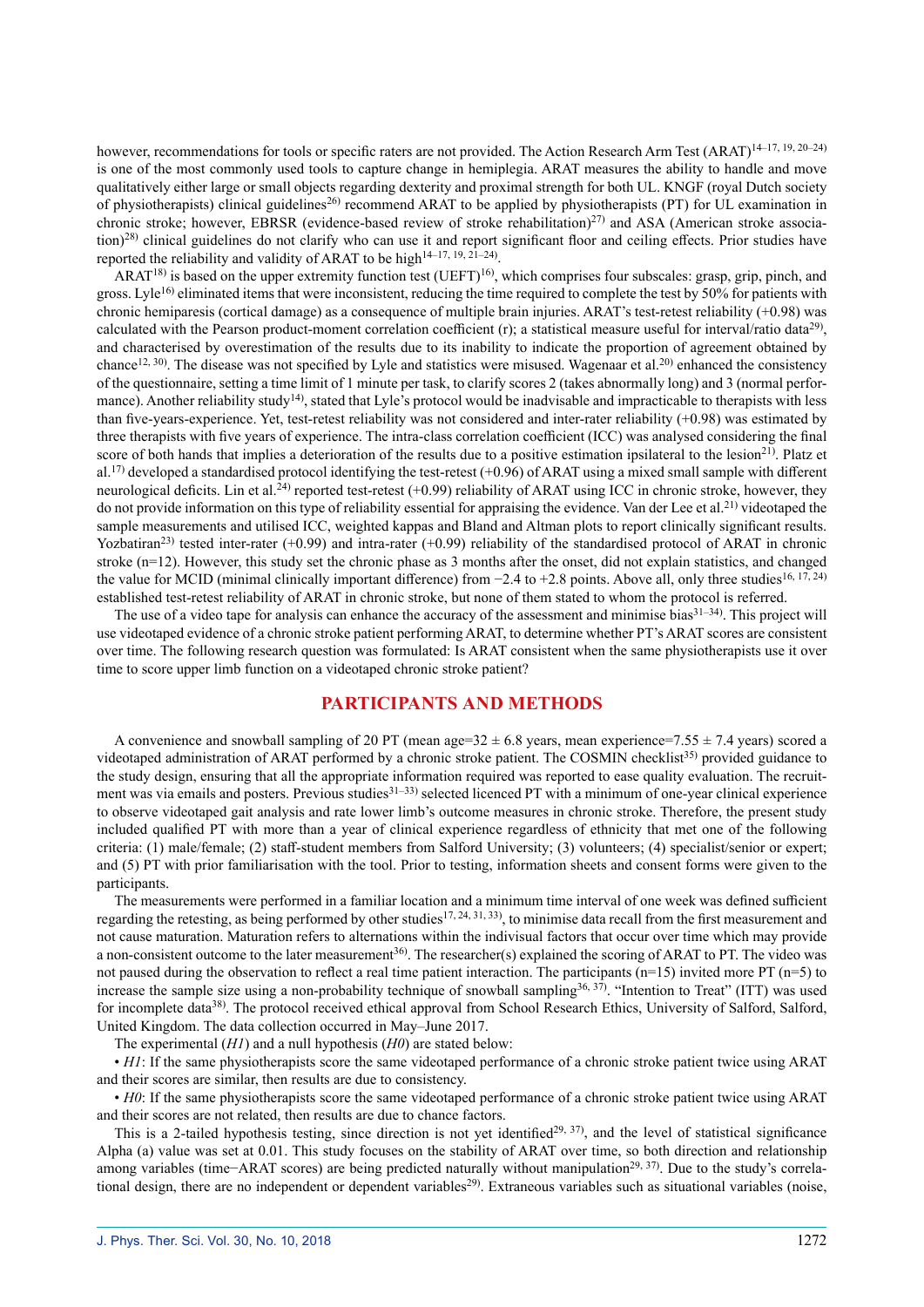however, recommendations for tools or specific raters are not provided. The Action Research Arm Test (ARAT)[14–17, 19, 20–24] is one of the most commonly used tools to capture change in hemiplegia. ARAT measures the ability to handle and move qualitatively either large or small objects regarding dexterity and proximal strength for both UL. KNGF (royal Dutch society of physiotherapists) clinical guidelines[26] recommend ARAT to be applied by physiotherapists (PT) for UL examination in chronic stroke; however, EBRSR (evidence-based review of stroke rehabilitation)[27] and ASA (American stroke association)[28] clinical guidelines do not clarify who can use it and report significant floor and ceiling effects. Prior studies have reported the reliability and validity of ARAT to be high[14–17, 19, 21–24].

ARAT[18] is based on the upper extremity function test (UEFT)[16], which comprises four subscales: grasp, grip, pinch, and gross. Lyle[16] eliminated items that were inconsistent, reducing the time required to complete the test by 50% for patients with chronic hemiparesis (cortical damage) as a consequence of multiple brain injuries. ARAT's test-retest reliability (+0.98) was calculated with the Pearson product-moment correlation coefficient (r); a statistical measure useful for interval/ratio data[29], and characterised by overestimation of the results due to its inability to indicate the proportion of agreement obtained by chance[12, 30]. The disease was not specified by Lyle and statistics were misused. Wagenaar et al.[20] enhanced the consistency of the questionnaire, setting a time limit of 1 minute per task, to clarify scores 2 (takes abnormally long) and 3 (normal performance). Another reliability study[14], stated that Lyle's protocol would be inadvisable and impracticable to therapists with less than five-years-experience. Yet, test-retest reliability was not considered and inter-rater reliability (+0.98) was estimated by three therapists with five years of experience. The intra-class correlation coefficient (ICC) was analysed considering the final score of both hands that implies a deterioration of the results due to a positive estimation ipsilateral to the lesion[21]. Platz et al.[17] developed a standardised protocol identifying the test-retest (+0.96) of ARAT using a mixed small sample with different neurological deficits. Lin et al.[24] reported test-retest (+0.99) reliability of ARAT using ICC in chronic stroke, however, they do not provide information on this type of reliability essential for appraising the evidence. Van der Lee et al.[21] videotaped the sample measurements and utilised ICC, weighted kappas and Bland and Altman plots to report clinically significant results. Yozbatiran[23] tested inter-rater (+0.99) and intra-rater (+0.99) reliability of the standardised protocol of ARAT in chronic stroke (n=12). However, this study set the chronic phase as 3 months after the onset, did not explain statistics, and changed the value for MCID (minimal clinically important difference) from −2.4 to +2.8 points. Above all, only three studies[16, 17, 24] established test-retest reliability of ARAT in chronic stroke, but none of them stated to whom the protocol is referred.

The use of a video tape for analysis can enhance the accuracy of the assessment and minimise bias[31–34]. This project will use videotaped evidence of a chronic stroke patient performing ARAT, to determine whether PT's ARAT scores are consistent over time. The following research question was formulated: Is ARAT consistent when the same physiotherapists use it over time to score upper limb function on a videotaped chronic stroke patient?

## PARTICIPANTS AND METHODS

A convenience and snowball sampling of 20 PT (mean age=32 ± 6.8 years, mean experience=7.55 ± 7.4 years) scored a videotaped administration of ARAT performed by a chronic stroke patient. The COSMIN checklist[35] provided guidance to the study design, ensuring that all the appropriate information required was reported to ease quality evaluation. The recruitment was via emails and posters. Previous studies[31–33] selected licenced PT with a minimum of one-year clinical experience to observe videotaped gait analysis and rate lower limb's outcome measures in chronic stroke. Therefore, the present study included qualified PT with more than a year of clinical experience regardless of ethnicity that met one of the following criteria: (1) male/female; (2) staff-student members from Salford University; (3) volunteers; (4) specialist/senior or expert; and (5) PT with prior familiarisation with the tool. Prior to testing, information sheets and consent forms were given to the participants.

The measurements were performed in a familiar location and a minimum time interval of one week was defined sufficient regarding the retesting, as being performed by other studies[17, 24, 31, 33], to minimise data recall from the first measurement and not cause maturation. Maturation refers to alternations within the indivisual factors that occur over time which may provide a non-consistent outcome to the later measurement[36]. The researcher(s) explained the scoring of ARAT to PT. The video was not paused during the observation to reflect a real time patient interaction. The participants (n=15) invited more PT (n=5) to increase the sample size using a non-probability technique of snowball sampling[36, 37]. "Intention to Treat" (ITT) was used for incomplete data[38]. The protocol received ethical approval from School Research Ethics, University of Salford, Salford, United Kingdom. The data collection occurred in May–June 2017.

The experimental (*H1*) and a null hypothesis (*H0*) are stated below:

- *H1*: If the same physiotherapists score the same videotaped performance of a chronic stroke patient twice using ARAT and their scores are similar, then results are due to consistency.
- *H0*: If the same physiotherapists score the same videotaped performance of a chronic stroke patient twice using ARAT and their scores are not related, then results are due to chance factors.

This is a 2-tailed hypothesis testing, since direction is not yet identified[29, 37], and the level of statistical significance Alpha (a) value was set at 0.01. This study focuses on the stability of ARAT over time, so both direction and relationship among variables (time−ARAT scores) are being predicted naturally without manipulation[29, 37]. Due to the study's correlational design, there are no independent or dependent variables[29]. Extraneous variables such as situational variables (noise,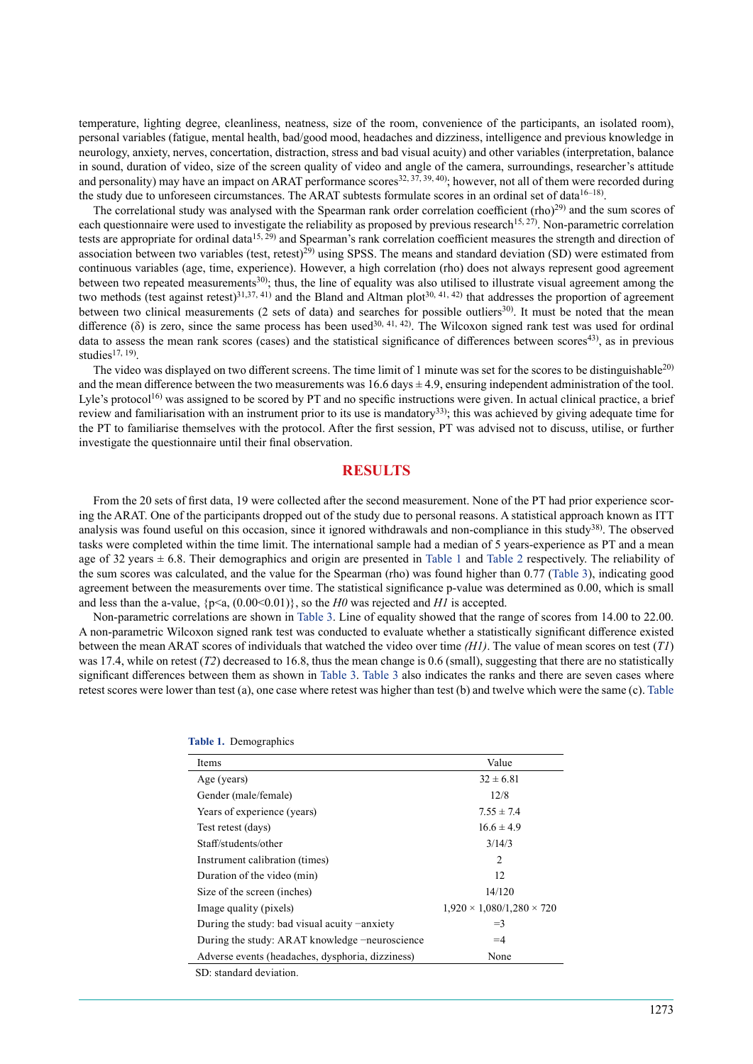temperature, lighting degree, cleanliness, neatness, size of the room, convenience of the participants, an isolated room), personal variables (fatigue, mental health, bad/good mood, headaches and dizziness, intelligence and previous knowledge in neurology, anxiety, nerves, concertation, distraction, stress and bad visual acuity) and other variables (interpretation, balance in sound, duration of video, size of the screen quality of video and angle of the camera, surroundings, researcher's attitude and personality) may have an impact on ARAT performance scores[32, 37, 39, 40]; however, not all of them were recorded during the study due to unforeseen circumstances. The ARAT subtests formulate scores in an ordinal set of data[16–18].

The correlational study was analysed with the Spearman rank order correlation coefficient (rho)[29] and the sum scores of each questionnaire were used to investigate the reliability as proposed by previous research[15, 27]. Non-parametric correlation tests are appropriate for ordinal data[15, 29] and Spearman's rank correlation coefficient measures the strength and direction of association between two variables (test, retest)[29] using SPSS. The means and standard deviation (SD) were estimated from continuous variables (age, time, experience). However, a high correlation (rho) does not always represent good agreement between two repeated measurements[30]; thus, the line of equality was also utilised to illustrate visual agreement among the two methods (test against retest)[31,37, 41] and the Bland and Altman plot[30, 41, 42] that addresses the proportion of agreement between two clinical measurements (2 sets of data) and searches for possible outliers[30]. It must be noted that the mean difference ($\delta$) is zero, since the same process has been used[30, 41, 42]. The Wilcoxon signed rank test was used for ordinal data to assess the mean rank scores (cases) and the statistical significance of differences between scores[43], as in previous studies[17, 19].

The video was displayed on two different screens. The time limit of 1 minute was set for the scores to be distinguishable[20] and the mean difference between the two measurements was 16.6 days ± 4.9, ensuring independent administration of the tool. Lyle's protocol[16] was assigned to be scored by PT and no specific instructions were given. In actual clinical practice, a brief review and familiarisation with an instrument prior to its use is mandatory[33]; this was achieved by giving adequate time for the PT to familiarise themselves with the protocol. After the first session, PT was advised not to discuss, utilise, or further investigate the questionnaire until their final observation.

## RESULTS

From the 20 sets of first data, 19 were collected after the second measurement. None of the PT had prior experience scoring the ARAT. One of the participants dropped out of the study due to personal reasons. A statistical approach known as ITT analysis was found useful on this occasion, since it ignored withdrawals and non-compliance in this study[38]. The observed tasks were completed within the time limit. The international sample had a median of 5 years-experience as PT and a mean age of 32 years ± 6.8. Their demographics and origin are presented in Table 1 and Table 2 respectively. The reliability of the sum scores was calculated, and the value for the Spearman (rho) was found higher than 0.77 (Table 3), indicating good agreement between the measurements over time. The statistical significance p-value was determined as 0.00, which is small and less than the a-value, $\{p<a, (0.00<0.01)\}$, so the *H0* was rejected and *H1* is accepted.

Non-parametric correlations are shown in Table 3. Line of equality showed that the range of scores from 14.00 to 22.00. A non-parametric Wilcoxon signed rank test was conducted to evaluate whether a statistically significant difference existed between the mean ARAT scores of individuals that watched the video over time *(H1)*. The value of mean scores on test (*T1*) was 17.4, while on retest (*T2*) decreased to 16.8, thus the mean change is 0.6 (small), suggesting that there are no statistically significant differences between them as shown in Table 3. Table 3 also indicates the ranks and there are seven cases where retest scores were lower than test (a), one case where retest was higher than test (b) and twelve which were the same (c). Table

**Table 1.** Demographics

| Items | Value |
|---|---|
| Age (years) | 32 ± 6.81 |
| Gender (male/female) | 12/8 |
| Years of experience (years) | 7.55 ± 7.4 |
| Test retest (days) | 16.6 ± 4.9 |
| Staff/students/other | 3/14/3 |
| Instrument calibration (times) | 2 |
| Duration of the video (min) | 12 |
| Size of the screen (inches) | 14/120 |
| Image quality (pixels) | 1,920 × 1,080/1,280 × 720 |
| During the study: bad visual acuity −anxiety | =3 |
| During the study: ARAT knowledge −neuroscience | =4 |
| Adverse events (headaches, dysphoria, dizziness) | None |

SD: standard deviation.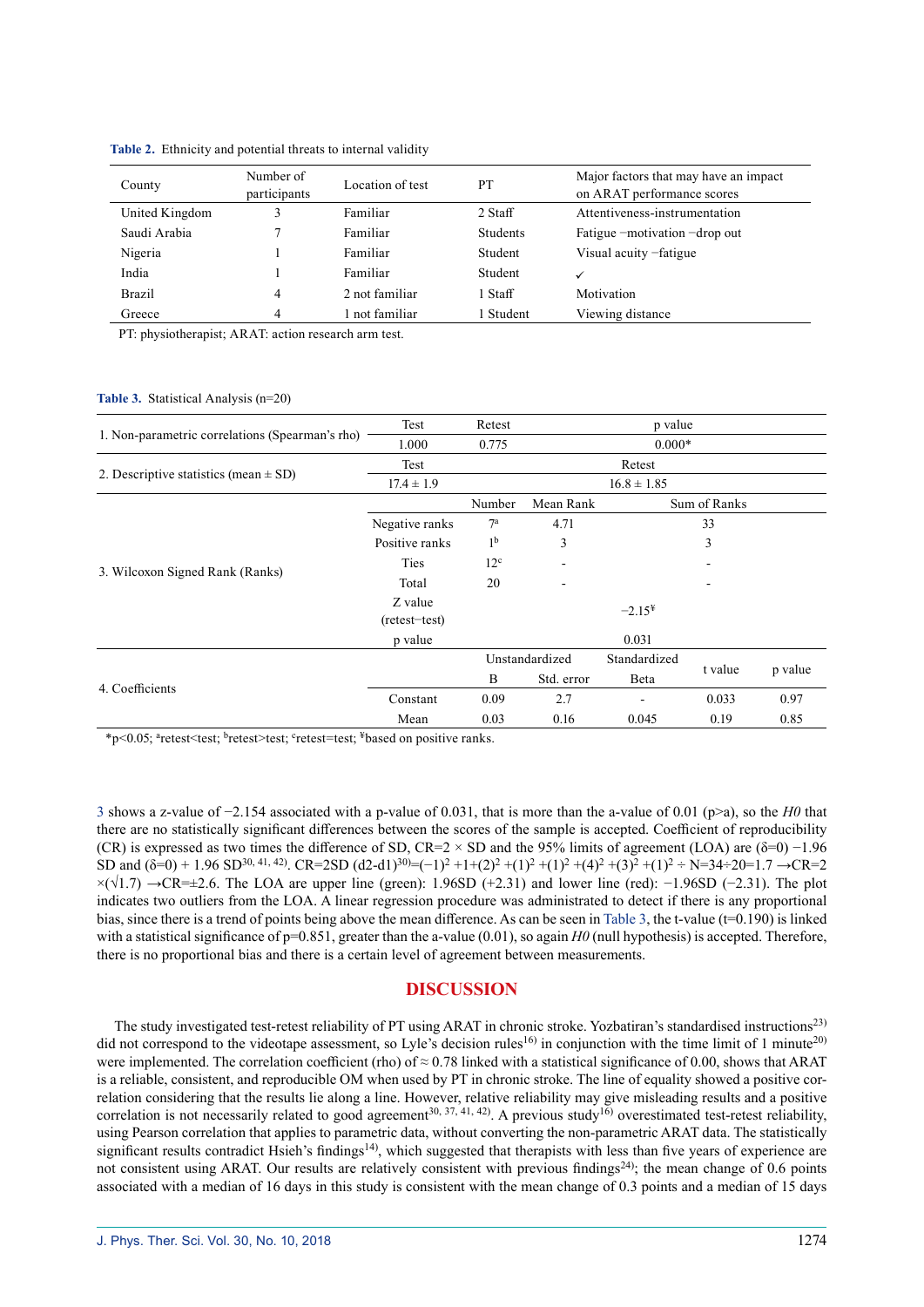**Table 2.** Ethnicity and potential threats to internal validity

| County | Number of participants | Location of test | PT | Major factors that may have an impact on ARAT performance scores |
|---|---|---|---|---|
| United Kingdom | 3 | Familiar | 2 Staff | Attentiveness-instrumentation |
| Saudi Arabia | 7 | Familiar | Students | Fatigue −motivation −drop out |
| Nigeria | 1 | Familiar | Student | Visual acuity −fatigue |
| India | 1 | Familiar | Student | ✓ |
| Brazil | 4 | 2 not familiar | 1 Staff | Motivation |
| Greece | 4 | 1 not familiar | 1 Student | Viewing distance |

PT: physiotherapist; ARAT: action research arm test.

**Table 3.** Statistical Analysis (n=20)

| | | | | | |
|---|---|---|---|---|---|
| 1. Non-parametric correlations (Spearman's rho) | Test | Retest | p value | | |
| | 1.000 | 0.775 | 0.000* | | |
| 2. Descriptive statistics (mean ± SD) | Test | Retest | | | |
| | 17.4 ± 1.9 | 16.8 ± 1.85 | | | |
| 3. Wilcoxon Signed Rank (Ranks) | | Number | Mean Rank | Sum of Ranks | |
| | Negative ranks | 7[a] | 4.71 | 33 | |
| | Positive ranks | 1[b] | 3 | 3 | |
| | Ties | 12[c] | - | - | |
| | Total | 20 | - | - | |
| | Z value (retest−test) | −2.15[¥] | | | |
| | p value | 0.031 | | | |
| 4. Coefficients | | Unstandardized | | Standardized | t value | p value |
| | | B | Std. error | Beta | | |
| | Constant | 0.09 | 2.7 | - | 0.033 | 0.97 |
| | Mean | 0.03 | 0.16 | 0.045 | 0.19 | 0.85 |

*p<0.05; [a]retest<test; [b]retest>test; [c]retest=test; [¥]based on positive ranks.

3 shows a z-value of −2.154 associated with a p-value of 0.031, that is more than the a-value of 0.01 (p>a), so the *H0* that there are no statistically significant differences between the scores of the sample is accepted. Coefficient of reproducibility (CR) is expressed as two times the difference of SD, CR=2 × SD and the 95% limits of agreement (LOA) are (δ=0) −1.96 SD and (δ=0) + 1.96 SD[30, 41, 42]. CR=2SD (d2-d1)[30]=$(-1)^2 + 1 + (2)^2 + (1)^2 + (1)^2 + (4)^2 + (3)^2 + (1)^2 \div N = 34 \div 20 = 1.7 \rightarrow CR = 2 \times (\sqrt{1.7}) \rightarrow CR = \pm 2.6$. The LOA are upper line (green): 1.96SD (+2.31) and lower line (red): −1.96SD (−2.31). The plot indicates two outliers from the LOA. A linear regression procedure was administrated to detect if there is any proportional bias, since there is a trend of points being above the mean difference. As can be seen in Table 3, the t-value (t=0.190) is linked with a statistical significance of p=0.851, greater than the a-value (0.01), so again *H0* (null hypothesis) is accepted. Therefore, there is no proportional bias and there is a certain level of agreement between measurements.

## DISCUSSION

The study investigated test-retest reliability of PT using ARAT in chronic stroke. Yozbatiran's standardised instructions[23] did not correspond to the videotape assessment, so Lyle's decision rules[16] in conjunction with the time limit of 1 minute[20] were implemented. The correlation coefficient (rho) of ≈ 0.78 linked with a statistical significance of 0.00, shows that ARAT is a reliable, consistent, and reproducible OM when used by PT in chronic stroke. The line of equality showed a positive correlation considering that the results lie along a line. However, relative reliability may give misleading results and a positive correlation is not necessarily related to good agreement[30, 37, 41, 42]. A previous study[16] overestimated test-retest reliability, using Pearson correlation that applies to parametric data, without converting the non-parametric ARAT data. The statistically significant results contradict Hsieh's findings[14], which suggested that therapists with less than five years of experience are not consistent using ARAT. Our results are relatively consistent with previous findings[24]; the mean change of 0.6 points associated with a median of 16 days in this study is consistent with the mean change of 0.3 points and a median of 15 days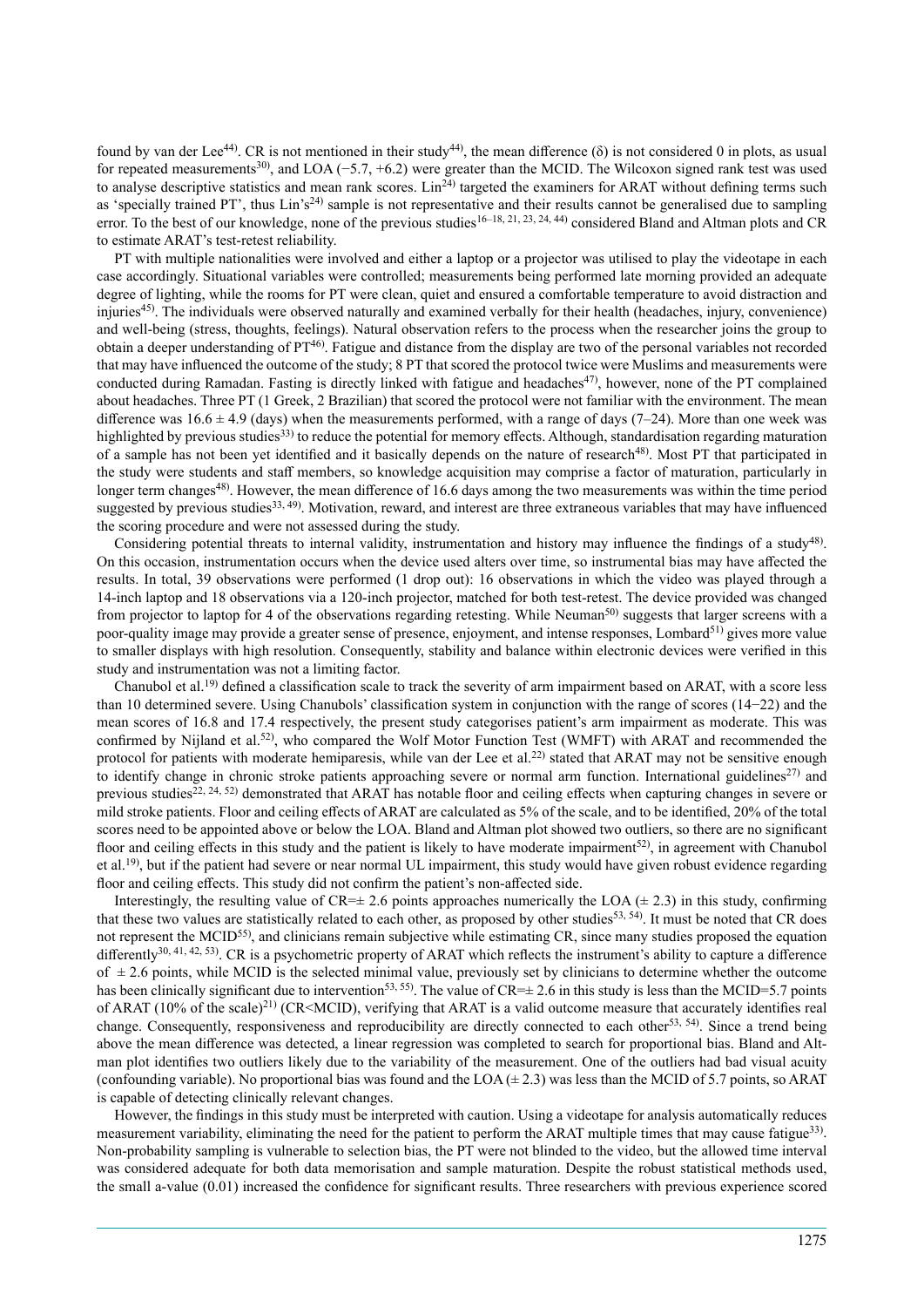found by van der Lee[44]. CR is not mentioned in their study[44], the mean difference (δ) is not considered 0 in plots, as usual for repeated measurements[30], and LOA (−5.7, +6.2) were greater than the MCID. The Wilcoxon signed rank test was used to analyse descriptive statistics and mean rank scores. Lin[24] targeted the examiners for ARAT without defining terms such as 'specially trained PT', thus Lin's[24] sample is not representative and their results cannot be generalised due to sampling error. To the best of our knowledge, none of the previous studies[16–18, 21, 23, 24, 44] considered Bland and Altman plots and CR to estimate ARAT's test-retest reliability.

PT with multiple nationalities were involved and either a laptop or a projector was utilised to play the videotape in each case accordingly. Situational variables were controlled; measurements being performed late morning provided an adequate degree of lighting, while the rooms for PT were clean, quiet and ensured a comfortable temperature to avoid distraction and injuries[45]. The individuals were observed naturally and examined verbally for their health (headaches, injury, convenience) and well-being (stress, thoughts, feelings). Natural observation refers to the process when the researcher joins the group to obtain a deeper understanding of PT[46]. Fatigue and distance from the display are two of the personal variables not recorded that may have influenced the outcome of the study; 8 PT that scored the protocol twice were Muslims and measurements were conducted during Ramadan. Fasting is directly linked with fatigue and headaches[47], however, none of the PT complained about headaches. Three PT (1 Greek, 2 Brazilian) that scored the protocol were not familiar with the environment. The mean difference was 16.6 ± 4.9 (days) when the measurements performed, with a range of days (7–24). More than one week was highlighted by previous studies[33] to reduce the potential for memory effects. Although, standardisation regarding maturation of a sample has not been yet identified and it basically depends on the nature of research[48]. Most PT that participated in the study were students and staff members, so knowledge acquisition may comprise a factor of maturation, particularly in longer term changes[48]. However, the mean difference of 16.6 days among the two measurements was within the time period suggested by previous studies[33, 49]. Motivation, reward, and interest are three extraneous variables that may have influenced the scoring procedure and were not assessed during the study.

Considering potential threats to internal validity, instrumentation and history may influence the findings of a study[48]. On this occasion, instrumentation occurs when the device used alters over time, so instrumental bias may have affected the results. In total, 39 observations were performed (1 drop out): 16 observations in which the video was played through a 14-inch laptop and 18 observations via a 120-inch projector, matched for both test-retest. The device provided was changed from projector to laptop for 4 of the observations regarding retesting. While Neuman[50] suggests that larger screens with a poor-quality image may provide a greater sense of presence, enjoyment, and intense responses, Lombard[51] gives more value to smaller displays with high resolution. Consequently, stability and balance within electronic devices were verified in this study and instrumentation was not a limiting factor.

Chanubol et al.[19] defined a classification scale to track the severity of arm impairment based on ARAT, with a score less than 10 determined severe. Using Chanubols' classification system in conjunction with the range of scores (14−22) and the mean scores of 16.8 and 17.4 respectively, the present study categorises patient's arm impairment as moderate. This was confirmed by Nijland et al.[52], who compared the Wolf Motor Function Test (WMFT) with ARAT and recommended the protocol for patients with moderate hemiparesis, while van der Lee et al.[22] stated that ARAT may not be sensitive enough to identify change in chronic stroke patients approaching severe or normal arm function. International guidelines[27] and previous studies[22, 24, 52] demonstrated that ARAT has notable floor and ceiling effects when capturing changes in severe or mild stroke patients. Floor and ceiling effects of ARAT are calculated as 5% of the scale, and to be identified, 20% of the total scores need to be appointed above or below the LOA. Bland and Altman plot showed two outliers, so there are no significant floor and ceiling effects in this study and the patient is likely to have moderate impairment[52], in agreement with Chanubol et al.[19], but if the patient had severe or near normal UL impairment, this study would have given robust evidence regarding floor and ceiling effects. This study did not confirm the patient's non-affected side.

Interestingly, the resulting value of CR=± 2.6 points approaches numerically the LOA (± 2.3) in this study, confirming that these two values are statistically related to each other, as proposed by other studies[53, 54]. It must be noted that CR does not represent the MCID[55], and clinicians remain subjective while estimating CR, since many studies proposed the equation differently[30, 41, 42, 53]. CR is a psychometric property of ARAT which reflects the instrument's ability to capture a difference of ± 2.6 points, while MCID is the selected minimal value, previously set by clinicians to determine whether the outcome has been clinically significant due to intervention[53, 55]. The value of CR=± 2.6 in this study is less than the MCID=5.7 points of ARAT (10% of the scale)[21] (CR<MCID), verifying that ARAT is a valid outcome measure that accurately identifies real change. Consequently, responsiveness and reproducibility are directly connected to each other[53, 54]. Since a trend being above the mean difference was detected, a linear regression was completed to search for proportional bias. Bland and Altman plot identifies two outliers likely due to the variability of the measurement. One of the outliers had bad visual acuity (confounding variable). No proportional bias was found and the LOA (± 2.3) was less than the MCID of 5.7 points, so ARAT is capable of detecting clinically relevant changes.

However, the findings in this study must be interpreted with caution. Using a videotape for analysis automatically reduces measurement variability, eliminating the need for the patient to perform the ARAT multiple times that may cause fatigue[33]. Non-probability sampling is vulnerable to selection bias, the PT were not blinded to the video, but the allowed time interval was considered adequate for both data memorisation and sample maturation. Despite the robust statistical methods used, the small a-value (0.01) increased the confidence for significant results. Three researchers with previous experience scored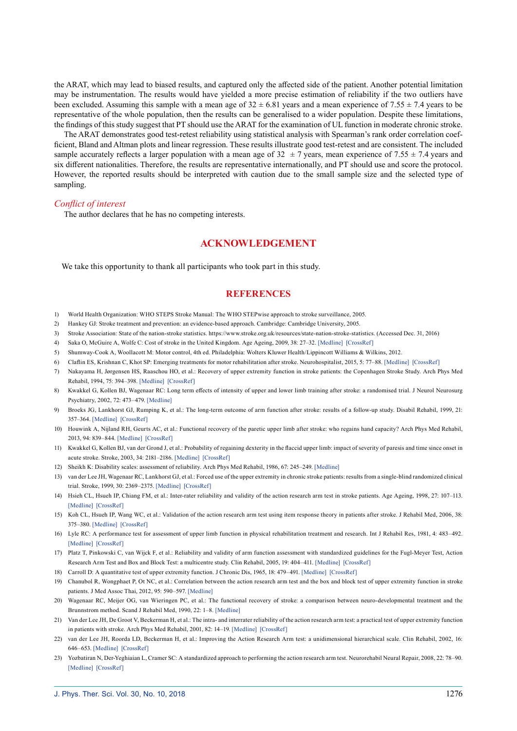the ARAT, which may lead to biased results, and captured only the affected side of the patient. Another potential limitation may be instrumentation. The results would have yielded a more precise estimation of reliability if the two outliers have been excluded. Assuming this sample with a mean age of $32 \pm 6.81$ years and a mean experience of $7.55 \pm 7.4$ years to be representative of the whole population, then the results can be generalised to a wider population. Despite these limitations, the findings of this study suggest that PT should use the ARAT for the examination of UL function in moderate chronic stroke.

The ARAT demonstrates good test-retest reliability using statistical analysis with Spearman's rank order correlation coefficient, Bland and Altman plots and linear regression. These results illustrate good test-retest and are consistent. The included sample accurately reflects a larger population with a mean age of $32 \pm 7$ years, mean experience of $7.55 \pm 7.4$ years and six different nationalities. Therefore, the results are representative internationally, and PT should use and score the protocol. However, the reported results should be interpreted with caution due to the small sample size and the selected type of sampling.

*Conflict of interest*

The author declares that he has no competing interests.

## ACKNOWLEDGEMENT

We take this opportunity to thank all participants who took part in this study.

## REFERENCES

1) World Health Organization: WHO STEPS Stroke Manual: The WHO STEPwise approach to stroke surveillance, 2005.
2) Hankey GJ: Stroke treatment and prevention: an evidence-based approach. Cambridge: Cambridge University, 2005.
3) Stroke Association: State of the nation-stroke statistics. https://www.stroke.org.uk/resources/state-nation-stroke-statistics. (Accessed Dec. 31, 2016)
4) Saka O, McGuire A, Wolfe C: Cost of stroke in the United Kingdom. Age Ageing, 2009, 38: 27–32. [Medline] [CrossRef]
5) Shumway-Cook A, Woollacott M: Motor control, 4th ed. Philadelphia: Wolters Kluwer Health/Lippincott Williams & Wilkins, 2012.
6) Claflin ES, Krishnan C, Khot SP: Emerging treatments for motor rehabilitation after stroke. Neurohospitalist, 2015, 5: 77–88. [Medline] [CrossRef]
7) Nakayama H, Jørgensen HS, Raaschou HO, et al.: Recovery of upper extremity function in stroke patients: the Copenhagen Stroke Study. Arch Phys Med Rehabil, 1994, 75: 394–398. [Medline] [CrossRef]
8) Kwakkel G, Kollen BJ, Wagenaar RC: Long term effects of intensity of upper and lower limb training after stroke: a randomised trial. J Neurol Neurosurg Psychiatry, 2002, 72: 473–479. [Medline]
9) Broeks JG, Lankhorst GJ, Rumping K, et al.: The long-term outcome of arm function after stroke: results of a follow-up study. Disabil Rehabil, 1999, 21: 357–364. [Medline] [CrossRef]
10) Houwink A, Nijland RH, Geurts AC, et al.: Functional recovery of the paretic upper limb after stroke: who regains hand capacity? Arch Phys Med Rehabil, 2013, 94: 839–844. [Medline] [CrossRef]
11) Kwakkel G, Kollen BJ, van der Grond J, et al.: Probability of regaining dexterity in the flaccid upper limb: impact of severity of paresis and time since onset in acute stroke. Stroke, 2003, 34: 2181–2186. [Medline] [CrossRef]
12) Sheikh K: Disability scales: assessment of reliability. Arch Phys Med Rehabil, 1986, 67: 245–249. [Medline]
13) van der Lee JH, Wagenaar RC, Lankhorst GJ, et al.: Forced use of the upper extremity in chronic stroke patients: results from a single-blind randomized clinical trial. Stroke, 1999, 30: 2369–2375. [Medline] [CrossRef]
14) Hsieh CL, Hsueh IP, Chiang FM, et al.: Inter-rater reliability and validity of the action research arm test in stroke patients. Age Ageing, 1998, 27: 107–113. [Medline] [CrossRef]
15) Koh CL, Hsueh IP, Wang WC, et al.: Validation of the action research arm test using item response theory in patients after stroke. J Rehabil Med, 2006, 38: 375–380. [Medline] [CrossRef]
16) Lyle RC: A performance test for assessment of upper limb function in physical rehabilitation treatment and research. Int J Rehabil Res, 1981, 4: 483–492. [Medline] [CrossRef]
17) Platz T, Pinkowski C, van Wijck F, et al.: Reliability and validity of arm function assessment with standardized guidelines for the Fugl-Meyer Test, Action Research Arm Test and Box and Block Test: a multicentre study. Clin Rehabil, 2005, 19: 404–411. [Medline] [CrossRef]
18) Carroll D: A quantitative test of upper extremity function. J Chronic Dis, 1965, 18: 479–491. [Medline] [CrossRef]
19) Chanubol R, Wongphaet P, Ot NC, et al.: Correlation between the action research arm test and the box and block test of upper extremity function in stroke patients. J Med Assoc Thai, 2012, 95: 590–597. [Medline]
20) Wagenaar RC, Meijer OG, van Wieringen PC, et al.: The functional recovery of stroke: a comparison between neuro-developmental treatment and the Brunnstrom method. Scand J Rehabil Med, 1990, 22: 1–8. [Medline]
21) Van der Lee JH, De Groot V, Beckerman H, et al.: The intra- and interrater reliability of the action research arm test: a practical test of upper extremity function in patients with stroke. Arch Phys Med Rehabil, 2001, 82: 14–19. [Medline] [CrossRef]
22) van der Lee JH, Roorda LD, Beckerman H, et al.: Improving the Action Research Arm test: a unidimensional hierarchical scale. Clin Rehabil, 2002, 16: 646–653. [Medline] [CrossRef]
23) Yozbatiran N, Der-Yeghiaian L, Cramer SC: A standardized approach to performing the action research arm test. Neurorehabil Neural Repair, 2008, 22: 78–90. [Medline] [CrossRef]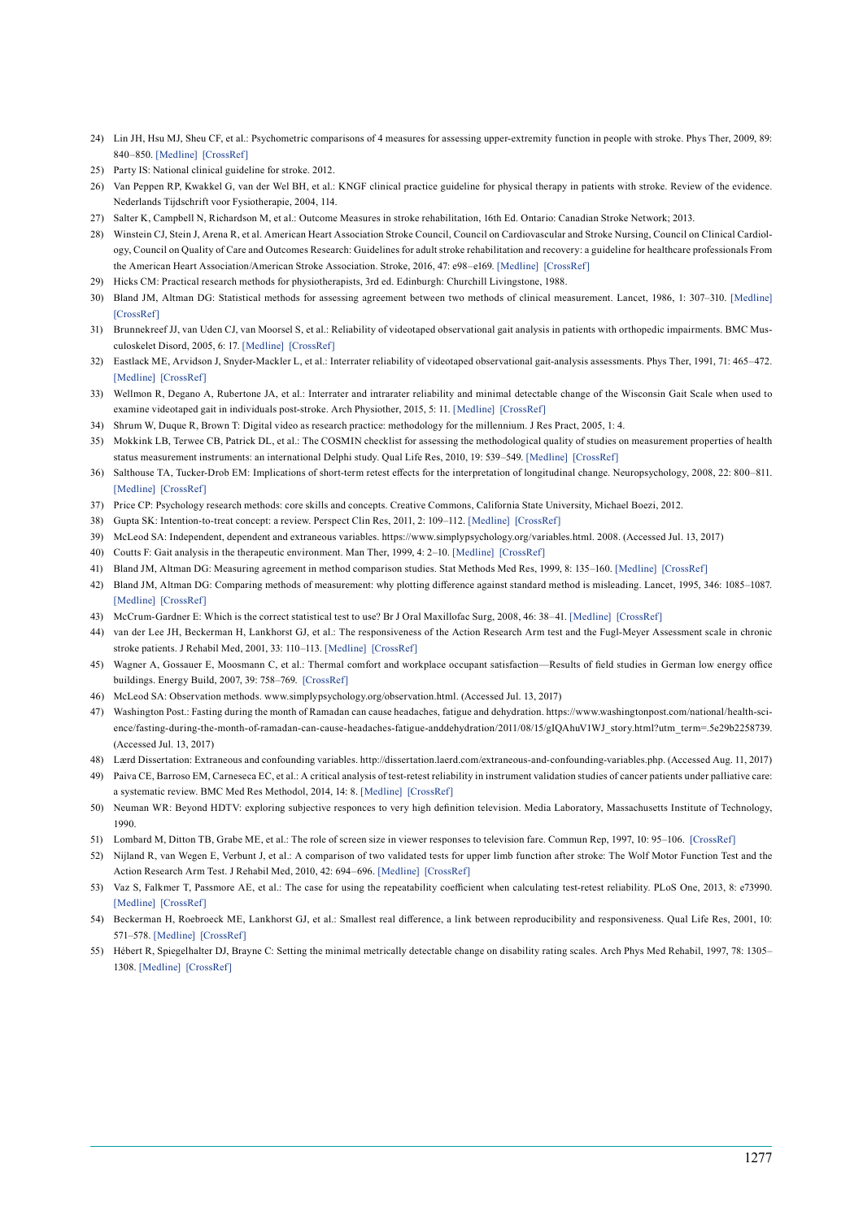24) Lin JH, Hsu MJ, Sheu CF, et al.: Psychometric comparisons of 4 measures for assessing upper-extremity function in people with stroke. Phys Ther, 2009, 89: 840–850. [Medline] [CrossRef]
25) Party IS: National clinical guideline for stroke. 2012.
26) Van Peppen RP, Kwakkel G, van der Wel BH, et al.: KNGF clinical practice guideline for physical therapy in patients with stroke. Review of the evidence. Nederlands Tijdschrift voor Fysiotherapie, 2004, 114.
27) Salter K, Campbell N, Richardson M, et al.: Outcome Measures in stroke rehabilitation, 16th Ed. Ontario: Canadian Stroke Network; 2013.
28) Winstein CJ, Stein J, Arena R, et al. American Heart Association Stroke Council, Council on Cardiovascular and Stroke Nursing, Council on Clinical Cardiology, Council on Quality of Care and Outcomes Research: Guidelines for adult stroke rehabilitation and recovery: a guideline for healthcare professionals From the American Heart Association/American Stroke Association. Stroke, 2016, 47: e98–e169. [Medline] [CrossRef]
29) Hicks CM: Practical research methods for physiotherapists, 3rd ed. Edinburgh: Churchill Livingstone, 1988.
30) Bland JM, Altman DG: Statistical methods for assessing agreement between two methods of clinical measurement. Lancet, 1986, 1: 307–310. [Medline] [CrossRef]
31) Brunnekreef JJ, van Uden CJ, van Moorsel S, et al.: Reliability of videotaped observational gait analysis in patients with orthopedic impairments. BMC Musculoskelet Disord, 2005, 6: 17. [Medline] [CrossRef]
32) Eastlack ME, Arvidson J, Snyder-Mackler L, et al.: Interrater reliability of videotaped observational gait-analysis assessments. Phys Ther, 1991, 71: 465–472. [Medline] [CrossRef]
33) Wellmon R, Degano A, Rubertone JA, et al.: Interrater and intrarater reliability and minimal detectable change of the Wisconsin Gait Scale when used to examine videotaped gait in individuals post-stroke. Arch Physiother, 2015, 5: 11. [Medline] [CrossRef]
34) Shrum W, Duque R, Brown T: Digital video as research practice: methodology for the millennium. J Res Pract, 2005, 1: 4.
35) Mokkink LB, Terwee CB, Patrick DL, et al.: The COSMIN checklist for assessing the methodological quality of studies on measurement properties of health status measurement instruments: an international Delphi study. Qual Life Res, 2010, 19: 539–549. [Medline] [CrossRef]
36) Salthouse TA, Tucker-Drob EM: Implications of short-term retest effects for the interpretation of longitudinal change. Neuropsychology, 2008, 22: 800–811. [Medline] [CrossRef]
37) Price CP: Psychology research methods: core skills and concepts. Creative Commons, California State University, Michael Boezi, 2012.
38) Gupta SK: Intention-to-treat concept: a review. Perspect Clin Res, 2011, 2: 109–112. [Medline] [CrossRef]
39) McLeod SA: Independent, dependent and extraneous variables. https://www.simplypsychology.org/variables.html. 2008. (Accessed Jul. 13, 2017)
40) Coutts F: Gait analysis in the therapeutic environment. Man Ther, 1999, 4: 2–10. [Medline] [CrossRef]
41) Bland JM, Altman DG: Measuring agreement in method comparison studies. Stat Methods Med Res, 1999, 8: 135–160. [Medline] [CrossRef]
42) Bland JM, Altman DG: Comparing methods of measurement: why plotting difference against standard method is misleading. Lancet, 1995, 346: 1085–1087. [Medline] [CrossRef]
43) McCrum-Gardner E: Which is the correct statistical test to use? Br J Oral Maxillofac Surg, 2008, 46: 38–41. [Medline] [CrossRef]
44) van der Lee JH, Beckerman H, Lankhorst GJ, et al.: The responsiveness of the Action Research Arm test and the Fugl-Meyer Assessment scale in chronic stroke patients. J Rehabil Med, 2001, 33: 110–113. [Medline] [CrossRef]
45) Wagner A, Gossauer E, Moosmann C, et al.: Thermal comfort and workplace occupant satisfaction—Results of field studies in German low energy office buildings. Energy Build, 2007, 39: 758–769. [CrossRef]
46) McLeod SA: Observation methods. www.simplypsychology.org/observation.html. (Accessed Jul. 13, 2017)
47) Washington Post.: Fasting during the month of Ramadan can cause headaches, fatigue and dehydration. https://www.washingtonpost.com/national/health-science/fasting-during-the-month-of-ramadan-can-cause-headaches-fatigue-anddehydration/2011/08/15/gIQAhuV1WJ_story.html?utm_term=.5e29b2258739. (Accessed Jul. 13, 2017)
48) Lærd Dissertation: Extraneous and confounding variables. http://dissertation.laerd.com/extraneous-and-confounding-variables.php. (Accessed Aug. 11, 2017)
49) Paiva CE, Barroso EM, Carneseca EC, et al.: A critical analysis of test-retest reliability in instrument validation studies of cancer patients under palliative care: a systematic review. BMC Med Res Methodol, 2014, 14: 8. [Medline] [CrossRef]
50) Neuman WR: Beyond HDTV: exploring subjective responces to very high definition television. Media Laboratory, Massachusetts Institute of Technology, 1990.
51) Lombard M, Ditton TB, Grabe ME, et al.: The role of screen size in viewer responses to television fare. Commun Rep, 1997, 10: 95–106. [CrossRef]
52) Nijland R, van Wegen E, Verbunt J, et al.: A comparison of two validated tests for upper limb function after stroke: The Wolf Motor Function Test and the Action Research Arm Test. J Rehabil Med, 2010, 42: 694–696. [Medline] [CrossRef]
53) Vaz S, Falkmer T, Passmore AE, et al.: The case for using the repeatability coefficient when calculating test-retest reliability. PLoS One, 2013, 8: e73990. [Medline] [CrossRef]
54) Beckerman H, Roebroeck ME, Lankhorst GJ, et al.: Smallest real difference, a link between reproducibility and responsiveness. Qual Life Res, 2001, 10: 571–578. [Medline] [CrossRef]
55) Hébert R, Spiegelhalter DJ, Brayne C: Setting the minimal metrically detectable change on disability rating scales. Arch Phys Med Rehabil, 1997, 78: 1305–1308. [Medline] [CrossRef]